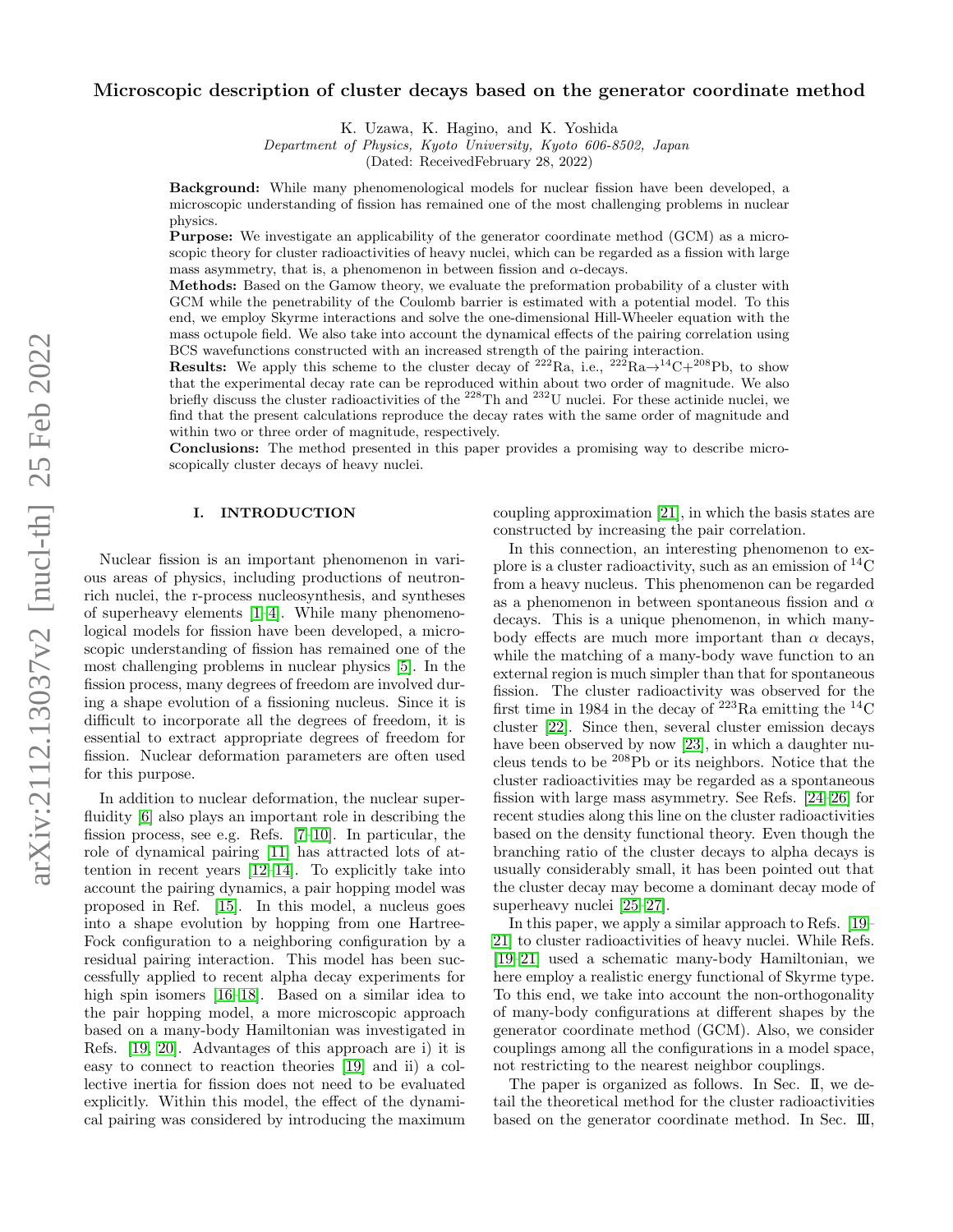# Microscopic description of cluster decays based on the generator coordinate method

K. Uzawa, K. Hagino, and K. Yoshida

*Department of Physics, Kyoto University, Kyoto 606-8502, Japan*

(Dated: ReceivedFebruary 28, 2022)

**Background:** While many phenomenological models for nuclear fission have been developed, a microscopic understanding of fission has remained one of the most challenging problems in nuclear physics.

**Purpose:** We investigate an applicability of the generator coordinate method (GCM) as a microscopic theory for cluster radioactivities of heavy nuclei, which can be regarded as a fission with large mass asymmetry, that is, a phenomenon in between fission and $\alpha$-decays.

**Methods:** Based on the Gamow theory, we evaluate the preformation probability of a cluster with GCM while the penetrability of the Coulomb barrier is estimated with a potential model. To this end, we employ Skyrme interactions and solve the one-dimensional Hill-Wheeler equation with the mass octupole field. We also take into account the dynamical effects of the pairing correlation using BCS wavefunctions constructed with an increased strength of the pairing interaction.

**Results:** We apply this scheme to the cluster decay of $^{222}$Ra, i.e., $^{222}$Ra$\to^{14}$C+$^{208}$Pb, to show that the experimental decay rate can be reproduced within about two order of magnitude. We also briefly discuss the cluster radioactivities of the $^{228}$Th and $^{232}$U nuclei. For these actinide nuclei, we find that the present calculations reproduce the decay rates with the same order of magnitude and within two or three order of magnitude, respectively.

**Conclusions:** The method presented in this paper provides a promising way to describe microscopically cluster decays of heavy nuclei.

## I. INTRODUCTION

Nuclear fission is an important phenomenon in various areas of physics, including productions of neutron-rich nuclei, the r-process nucleosynthesis, and syntheses of superheavy elements [1–4]. While many phenomenological models for fission have been developed, a microscopic understanding of fission has remained one of the most challenging problems in nuclear physics [5]. In the fission process, many degrees of freedom are involved during a shape evolution of a fissioning nucleus. Since it is difficult to incorporate all the degrees of freedom, it is essential to extract appropriate degrees of freedom for fission. Nuclear deformation parameters are often used for this purpose.

In addition to nuclear deformation, the nuclear superfluidity [6] also plays an important role in describing the fission process, see e.g. Refs. [7–10]. In particular, the role of dynamical pairing [11] has attracted lots of attention in recent years [12–14]. To explicitly take into account the pairing dynamics, a pair hopping model was proposed in Ref. [15]. In this model, a nucleus goes into a shape evolution by hopping from one Hartree-Fock configuration to a neighboring configuration by a residual pairing interaction. This model has been successfully applied to recent alpha decay experiments for high spin isomers [16–18]. Based on a similar idea to the pair hopping model, a more microscopic approach based on a many-body Hamiltonian was investigated in Refs. [19, 20]. Advantages of this approach are i) it is easy to connect to reaction theories [19] and ii) a collective inertia for fission does not need to be evaluated explicitly. Within this model, the effect of the dynamical pairing was considered by introducing the maximum coupling approximation [21], in which the basis states are constructed by increasing the pair correlation.

In this connection, an interesting phenomenon to explore is a cluster radioactivity, such as an emission of $^{14}$C from a heavy nucleus. This phenomenon can be regarded as a phenomenon in between spontaneous fission and $\alpha$ decays. This is a unique phenomenon, in which many-body effects are much more important than $\alpha$ decays, while the matching of a many-body wave function to an external region is much simpler than that for spontaneous fission. The cluster radioactivity was observed for the first time in 1984 in the decay of $^{223}$Ra emitting the $^{14}$C cluster [22]. Since then, several cluster emission decays have been observed by now [23], in which a daughter nucleus tends to be $^{208}$Pb or its neighbors. Notice that the cluster radioactivities may be regarded as a spontaneous fission with large mass asymmetry. See Refs. [24–26] for recent studies along this line on the cluster radioactivities based on the density functional theory. Even though the branching ratio of the cluster decays to alpha decays is usually considerably small, it has been pointed out that the cluster decay may become a dominant decay mode of superheavy nuclei [25–27].

In this paper, we apply a similar approach to Refs. [19–21] to cluster radioactivities of heavy nuclei. While Refs. [19–21] used a schematic many-body Hamiltonian, we here employ a realistic energy functional of Skyrme type. To this end, we take into account the non-orthogonality of many-body configurations at different shapes by the generator coordinate method (GCM). Also, we consider couplings among all the configurations in a model space, not restricting to the nearest neighbor couplings.

The paper is organized as follows. In Sec. II, we detail the theoretical method for the cluster radioactivities based on the generator coordinate method. In Sec. III,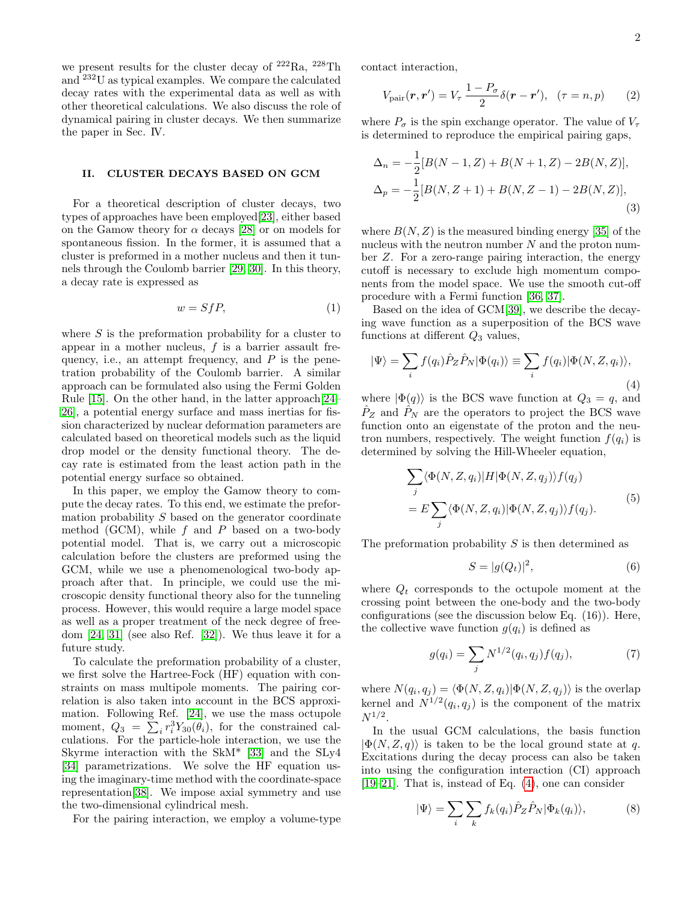we present results for the cluster decay of $^{222}$Ra, $^{228}$Th and $^{232}$U as typical examples. We compare the calculated decay rates with the experimental data as well as with other theoretical calculations. We also discuss the role of dynamical pairing in cluster decays. We then summarize the paper in Sec. IV.

## II. CLUSTER DECAYS BASED ON GCM

For a theoretical description of cluster decays, two types of approaches have been employed[23], either based on the Gamow theory for $\alpha$ decays [28] or on models for spontaneous fission. In the former, it is assumed that a cluster is preformed in a mother nucleus and then it tunnels through the Coulomb barrier [29, 30]. In this theory, a decay rate is expressed as

$$w = SfP, \tag{1}$$

where $S$ is the preformation probability for a cluster to appear in a mother nucleus, $f$ is a barrier assault frequency, i.e., an attempt frequency, and $P$ is the penetration probability of the Coulomb barrier. A similar approach can be formulated also using the Fermi Golden Rule [15]. On the other hand, in the latter approach[24–26], a potential energy surface and mass inertias for fission characterized by nuclear deformation parameters are calculated based on theoretical models such as the liquid drop model or the density functional theory. The decay rate is estimated from the least action path in the potential energy surface so obtained.

In this paper, we employ the Gamow theory to compute the decay rates. To this end, we estimate the preformation probability $S$ based on the generator coordinate method (GCM), while $f$ and $P$ based on a two-body potential model. That is, we carry out a microscopic calculation before the clusters are preformed using the GCM, while we use a phenomenological two-body approach after that. In principle, we could use the microscopic density functional theory also for the tunneling process. However, this would require a large model space as well as a proper treatment of the neck degree of freedom [24, 31] (see also Ref. [32]). We thus leave it for a future study.

To calculate the preformation probability of a cluster, we first solve the Hartree-Fock (HF) equation with constraints on mass multipole moments. The pairing correlation is also taken into account in the BCS approximation. Following Ref. [24], we use the mass octupole moment, $Q_3 = \sum_i r_i^3 Y_{30}(\theta_i)$, for the constrained calculations. For the particle-hole interaction, we use the Skyrme interaction with the SkM* [33] and the SLy4 [34] parametrizations. We solve the HF equation using the imaginary-time method with the coordinate-space representation[38]. We impose axial symmetry and use the two-dimensional cylindrical mesh.

For the pairing interaction, we employ a volume-type contact interaction,

$$V_{\rm pair}(\boldsymbol{r}, \boldsymbol{r}') = V_\tau \, \frac{1 - P_\sigma}{2} \delta(\boldsymbol{r} - \boldsymbol{r}'), \quad (\tau = n, p) \tag{2}$$

where $P_\sigma$ is the spin exchange operator. The value of $V_\tau$ is determined to reproduce the empirical pairing gaps,

$$\begin{aligned}
\Delta_n &= -\frac{1}{2}[B(N-1, Z) + B(N+1, Z) - 2B(N, Z)], \\
\Delta_p &= -\frac{1}{2}[B(N, Z+1) + B(N, Z-1) - 2B(N, Z)],
\end{aligned} \tag{3}$$

where $B(N, Z)$ is the measured binding energy [35] of the nucleus with the neutron number $N$ and the proton number $Z$. For a zero-range pairing interaction, the energy cutoff is necessary to exclude high momentum components from the model space. We use the smooth cut-off procedure with a Fermi function [36, 37].

Based on the idea of GCM[39], we describe the decaying wave function as a superposition of the BCS wave functions at different $Q_3$ values,

$$|\Psi\rangle = \sum_i f(q_i) \hat{P}_Z \hat{P}_N |\Phi(q_i)\rangle \equiv \sum_i f(q_i) |\Phi(N, Z, q_i)\rangle, \tag{4}$$

where $|\Phi(q)\rangle$ is the BCS wave function at $Q_3 = q$, and $\hat{P}_Z$ and $\hat{P}_N$ are the operators to project the BCS wave function onto an eigenstate of the proton and the neutron numbers, respectively. The weight function $f(q_i)$ is determined by solving the Hill-Wheeler equation,

$$\begin{aligned}
&\sum_j \langle \Phi(N, Z, q_i) | H | \Phi(N, Z, q_j) \rangle f(q_j) \\
&\quad = E \sum_j \langle \Phi(N, Z, q_i) | \Phi(N, Z, q_j) \rangle f(q_j).
\end{aligned} \tag{5}$$

The preformation probability $S$ is then determined as

$$S = |g(Q_t)|^2, \tag{6}$$

where $Q_t$ corresponds to the octupole moment at the crossing point between the one-body and the two-body configurations (see the discussion below Eq. (16)). Here, the collective wave function $g(q_i)$ is defined as

$$g(q_i) = \sum_j N^{1/2}(q_i, q_j) f(q_j), \tag{7}$$

where $N(q_i, q_j) = \langle \Phi(N, Z, q_i) | \Phi(N, Z, q_j) \rangle$ is the overlap kernel and $N^{1/2}(q_i, q_j)$ is the component of the matrix $N^{1/2}$.

In the usual GCM calculations, the basis function $|\Phi(N, Z, q)\rangle$ is taken to be the local ground state at $q$. Excitations during the decay process can also be taken into using the configuration interaction (CI) approach [19–21]. That is, instead of Eq. (4), one can consider

$$|\Psi\rangle = \sum_i \sum_k f_k(q_i) \hat{P}_Z \hat{P}_N |\Phi_k(q_i)\rangle, \tag{8}$$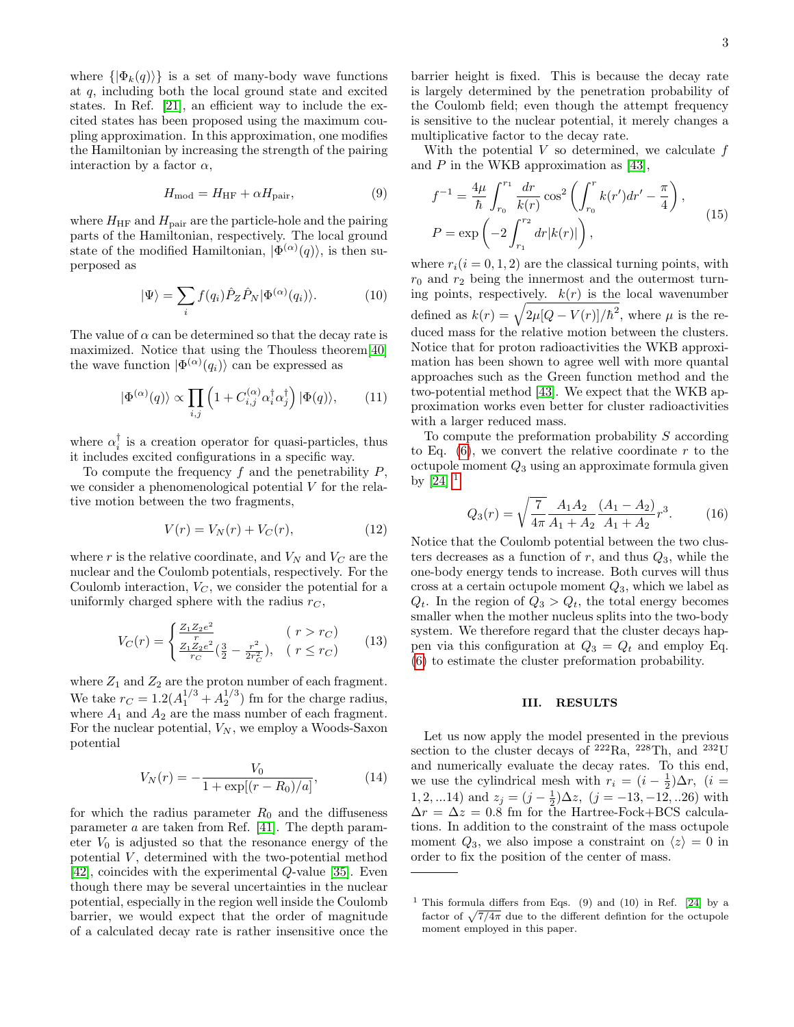where $\{|\Phi_k(q)\rangle\}$ is a set of many-body wave functions at $q$, including both the local ground state and excited states. In Ref. [21], an efficient way to include the excited states has been proposed using the maximum coupling approximation. In this approximation, one modifies the Hamiltonian by increasing the strength of the pairing interaction by a factor $\alpha$,

$$H_{\rm mod} = H_{\rm HF} + \alpha H_{\rm pair}, \tag{9}$$

where $H_{\rm HF}$ and $H_{\rm pair}$ are the particle-hole and the pairing parts of the Hamiltonian, respectively. The local ground state of the modified Hamiltonian, $|\Phi^{(\alpha)}(q)\rangle$, is then superposed as

$$|\Psi\rangle = \sum_i f(q_i)\hat{P}_Z\hat{P}_N|\Phi^{(\alpha)}(q_i)\rangle. \tag{10}$$

The value of $\alpha$ can be determined so that the decay rate is maximized. Notice that using the Thouless theorem[40] the wave function $|\Phi^{(\alpha)}(q_i)\rangle$ can be expressed as

$$|\Phi^{(\alpha)}(q)\rangle \propto \prod_{i,j}\left(1 + C^{(\alpha)}_{i,j}\alpha_i^\dagger\alpha_j^\dagger\right)|\Phi(q)\rangle, \tag{11}$$

where $\alpha_i^\dagger$ is a creation operator for quasi-particles, thus it includes excited configurations in a specific way.

To compute the frequency $f$ and the penetrability $P$, we consider a phenomenological potential $V$ for the relative motion between the two fragments,

$$V(r) = V_N(r) + V_C(r), \tag{12}$$

where $r$ is the relative coordinate, and $V_N$ and $V_C$ are the nuclear and the Coulomb potentials, respectively. For the Coulomb interaction, $V_C$, we consider the potential for a uniformly charged sphere with the radius $r_C$,

$$V_C(r) = \begin{cases} \frac{Z_1Z_2e^2}{r} & (\ r > r_C) \\ \frac{Z_1Z_2e^2}{r_C}(\frac{3}{2} - \frac{r^2}{2r_C^2}), & (\ r \le r_C) \end{cases} \tag{13}$$

where $Z_1$ and $Z_2$ are the proton number of each fragment. We take $r_C = 1.2(A_1^{1/3} + A_2^{1/3})$ fm for the charge radius, where $A_1$ and $A_2$ are the mass number of each fragment. For the nuclear potential, $V_N$, we employ a Woods-Saxon potential

$$V_N(r) = -\frac{V_0}{1 + \exp[(r - R_0)/a]}, \tag{14}$$

for which the radius parameter $R_0$ and the diffuseness parameter $a$ are taken from Ref. [41]. The depth parameter $V_0$ is adjusted so that the resonance energy of the potential $V$, determined with the two-potential method [42], coincides with the experimental $Q$-value [35]. Even though there may be several uncertainties in the nuclear potential, especially in the region well inside the Coulomb barrier, we would expect that the order of magnitude of a calculated decay rate is rather insensitive once the barrier height is fixed. This is because the decay rate is largely determined by the penetration probability of the Coulomb field; even though the attempt frequency is sensitive to the nuclear potential, it merely changes a multiplicative factor to the decay rate.

With the potential $V$ so determined, we calculate $f$ and $P$ in the WKB approximation as [43],

$$\begin{aligned} f^{-1} &= \frac{4\mu}{\hbar}\int_{r_0}^{r_1}\frac{dr}{k(r)}\cos^2\left(\int_{r_0}^{r}k(r')dr' - \frac{\pi}{4}\right), \\ P &= \exp\left(-2\int_{r_1}^{r_2}dr|k(r)|\right), \end{aligned} \tag{15}$$

where $r_i (i = 0, 1, 2)$ are the classical turning points, with $r_0$ and $r_2$ being the innermost and the outermost turning points, respectively. $k(r)$ is the local wavenumber defined as $k(r) = \sqrt{2\mu[Q - V(r)]/\hbar^2}$, where $\mu$ is the reduced mass for the relative motion between the clusters. Notice that for proton radioactivities the WKB approximation has been shown to agree well with more quantal approaches such as the Green function method and the two-potential method [43]. We expect that the WKB approximation works even better for cluster radioactivities with a larger reduced mass.

To compute the preformation probability $S$ according to Eq. (6), we convert the relative coordinate $r$ to the octupole moment $Q_3$ using an approximate formula given by [24] [1]

$$Q_3(r) = \sqrt{\frac{7}{4\pi}}\frac{A_1A_2}{A_1 + A_2}\frac{(A_1 - A_2)}{A_1 + A_2}r^3. \tag{16}$$

Notice that the Coulomb potential between the two clusters decreases as a function of $r$, and thus $Q_3$, while the one-body energy tends to increase. Both curves will thus cross at a certain octupole moment $Q_3$, which we label as $Q_t$. In the region of $Q_3 > Q_t$, the total energy becomes smaller when the mother nucleus splits into the two-body system. We therefore regard that the cluster decays happen via this configuration at $Q_3 = Q_t$ and employ Eq. (6) to estimate the cluster preformation probability.

## III. RESULTS

Let us now apply the model presented in the previous section to the cluster decays of $^{222}$Ra, $^{228}$Th, and $^{232}$U and numerically evaluate the decay rates. To this end, we use the cylindrical mesh with $r_i = (i - \frac{1}{2})\Delta r$, $(i = 1, 2, ...14)$ and $z_j = (j - \frac{1}{2})\Delta z$, $(j = -13, -12, ..26)$ with $\Delta r = \Delta z = 0.8$ fm for the Hartree-Fock+BCS calculations. In addition to the constraint of the mass octupole moment $Q_3$, we also impose a constraint on $\langle z\rangle = 0$ in order to fix the position of the center of mass.

---

[1] This formula differs from Eqs. (9) and (10) in Ref. [24] by a factor of $\sqrt{7/4\pi}$ due to the different defintion for the octupole moment employed in this paper.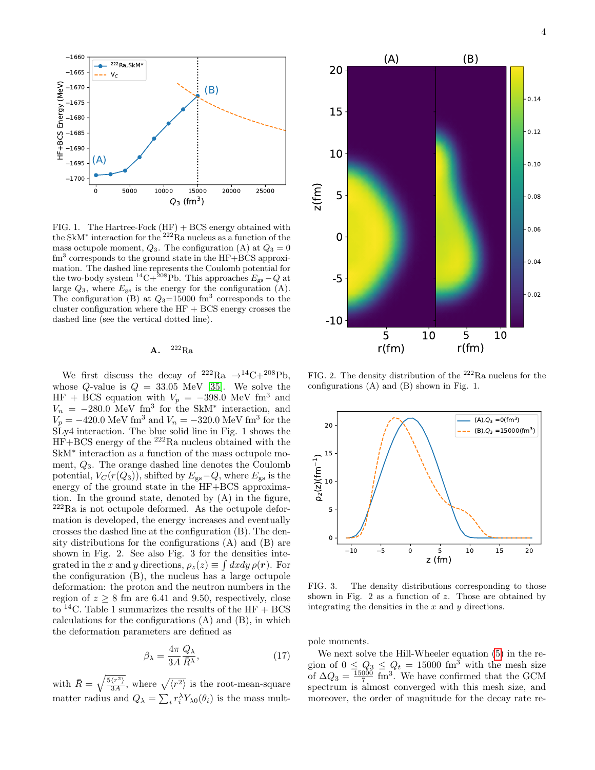FIG. 1. The Hartree-Fock (HF) + BCS energy obtained with the SkM* interaction for the $^{222}$Ra nucleus as a function of the mass octupole moment, $Q_3$. The configuration (A) at $Q_3 = 0$ fm$^3$ corresponds to the ground state in the HF+BCS approximation. The dashed line represents the Coulomb potential for the two-body system $^{14}$C+$^{208}$Pb. This approaches $E_{\rm gs} - Q$ at large $Q_3$, where $E_{\rm gs}$ is the energy for the configuration (A). The configuration (B) at $Q_3$=15000 fm$^3$ corresponds to the cluster configuration where the HF + BCS energy crosses the dashed line (see the vertical dotted line).

### A. $^{222}$Ra

We first discuss the decay of $^{222}$Ra $\to^{14}$C+$^{208}$Pb, whose $Q$-value is $Q$ = 33.05 MeV [35]. We solve the HF + BCS equation with $V_p = -398.0$ MeV fm$^3$ and $V_n = -280.0$ MeV fm$^3$ for the SkM* interaction, and $V_p = -420.0$ MeV fm$^3$ and $V_n = -320.0$ MeV fm$^3$ for the SLy4 interaction. The blue solid line in Fig. 1 shows the HF+BCS energy of the $^{222}$Ra nucleus obtained with the SkM* interaction as a function of the mass octupole moment, $Q_3$. The orange dashed line denotes the Coulomb potential, $V_C(r(Q_3))$, shifted by $E_{\rm gs} - Q$, where $E_{\rm gs}$ is the energy of the ground state in the HF+BCS approximation. In the ground state, denoted by (A) in the figure, $^{222}$Ra is not octupole deformed. As the octupole deformation is developed, the energy increases and eventually crosses the dashed line at the configuration (B). The density distributions for the configurations (A) and (B) are shown in Fig. 2. See also Fig. 3 for the densities integrated in the $x$ and $y$ directions, $\rho_z(z) \equiv \int dxdy\,\rho(\boldsymbol{r})$. For the configuration (B), the nucleus has a large octupole deformation: the proton and the neutron numbers in the region of $z \geq 8$ fm are 6.41 and 9.50, respectively, close to $^{14}$C. Table 1 summarizes the results of the HF + BCS calculations for the configurations (A) and (B), in which the deformation parameters are defined as

$$\beta_\lambda = \frac{4\pi}{3A}\frac{Q_\lambda}{\bar{R}^\lambda}, \tag{17}$$

with $\bar{R} = \sqrt{\frac{5\langle r^2\rangle}{3A}}$, where $\sqrt{\langle r^2\rangle}$ is the root-mean-square matter radius and $Q_\lambda = \sum_i r_i^\lambda Y_{\lambda 0}(\theta_i)$ is the mass multipole moments.

FIG. 2. The density distribution of the $^{222}$Ra nucleus for the configurations (A) and (B) shown in Fig. 1.

FIG. 3. The density distributions corresponding to those shown in Fig. 2 as a function of $z$. Those are obtained by integrating the densities in the $x$ and $y$ directions.

We next solve the Hill-Wheeler equation (5) in the region of $0 \leq Q_3 \leq Q_t = 15000$ fm$^3$ with the mesh size of $\Delta Q_3 = \frac{15000}{7}$ fm$^3$. We have confirmed that the GCM spectrum is almost converged with this mesh size, and moreover, the order of magnitude for the decay rate re-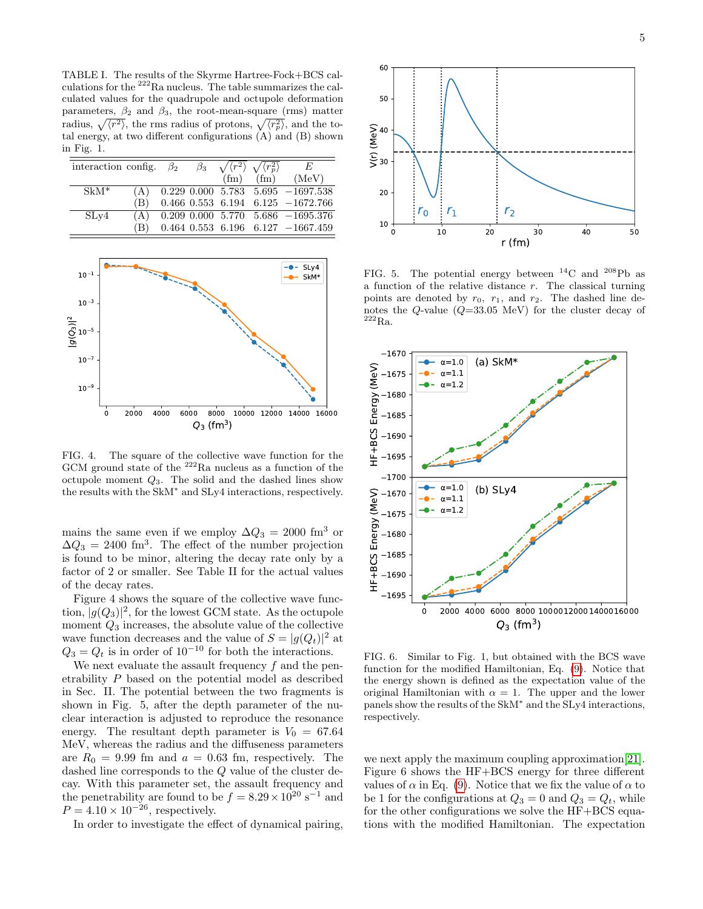TABLE I. The results of the Skyrme Hartree-Fock+BCS calculations for the $^{222}$Ra nucleus. The table summarizes the calculated values for the quadrupole and octupole deformation parameters, $\beta_2$ and $\beta_3$, the root-mean-square (rms) matter radius, $\sqrt{\langle r^2 \rangle}$, the rms radius of protons, $\sqrt{\langle r_p^2 \rangle}$, and the total energy, at two different configurations (A) and (B) shown in Fig. 1.

| interaction | config. | $\beta_2$ | $\beta_3$ | $\sqrt{\langle r^2 \rangle}$ (fm) | $\sqrt{\langle r_p^2 \rangle}$ (fm) | $E$ (MeV) |
|---|---|---|---|---|---|---|
| SkM* | (A) | 0.229 | 0.000 | 5.783 | 5.695 | −1697.538 |
| | (B) | 0.466 | 0.553 | 6.194 | 6.125 | −1672.766 |
| SLy4 | (A) | 0.209 | 0.000 | 5.770 | 5.686 | −1695.376 |
| | (B) | 0.464 | 0.553 | 6.196 | 6.127 | −1667.459 |

FIG. 4. The square of the collective wave function for the GCM ground state of the $^{222}$Ra nucleus as a function of the octupole moment $Q_3$. The solid and the dashed lines show the results with the SkM* and SLy4 interactions, respectively.

mains the same even if we employ $\Delta Q_3 = 2000$ fm$^3$ or $\Delta Q_3 = 2400$ fm$^3$. The effect of the number projection is found to be minor, altering the decay rate only by a factor of 2 or smaller. See Table II for the actual values of the decay rates.

Figure 4 shows the square of the collective wave function, $|g(Q_3)|^2$, for the lowest GCM state. As the octupole moment $Q_3$ increases, the absolute value of the collective wave function decreases and the value of $S = |g(Q_t)|^2$ at $Q_3 = Q_t$ is in order of $10^{-10}$ for both the interactions.

We next evaluate the assault frequency $f$ and the penetrability $P$ based on the potential model as described in Sec. II. The potential between the two fragments is shown in Fig. 5, after the depth parameter of the nuclear interaction is adjusted to reproduce the resonance energy. The resultant depth parameter is $V_0 = 67.64$ MeV, whereas the radius and the diffuseness parameters are $R_0 = 9.99$ fm and $a = 0.63$ fm, respectively. The dashed line corresponds to the $Q$ value of the cluster decay. With this parameter set, the assault frequency and the penetrability are found to be $f = 8.29 \times 10^{20}$ s$^{-1}$ and $P = 4.10 \times 10^{-26}$, respectively.

In order to investigate the effect of dynamical pairing,

FIG. 5. The potential energy between $^{14}$C and $^{208}$Pb as a function of the relative distance $r$. The classical turning points are denoted by $r_0$, $r_1$, and $r_2$. The dashed line denotes the $Q$-value ($Q$=33.05 MeV) for the cluster decay of $^{222}$Ra.

FIG. 6. Similar to Fig. 1, but obtained with the BCS wave function for the modified Hamiltonian, Eq. (9). Notice that the energy shown is defined as the expectation value of the original Hamiltonian with $\alpha = 1$. The upper and the lower panels show the results of the SkM* and the SLy4 interactions, respectively.

we next apply the maximum coupling approximation[21]. Figure 6 shows the HF+BCS energy for three different values of $\alpha$ in Eq. (9). Notice that we fix the value of $\alpha$ to be 1 for the configurations at $Q_3 = 0$ and $Q_3 = Q_t$, while for the other configurations we solve the HF+BCS equations with the modified Hamiltonian. The expectation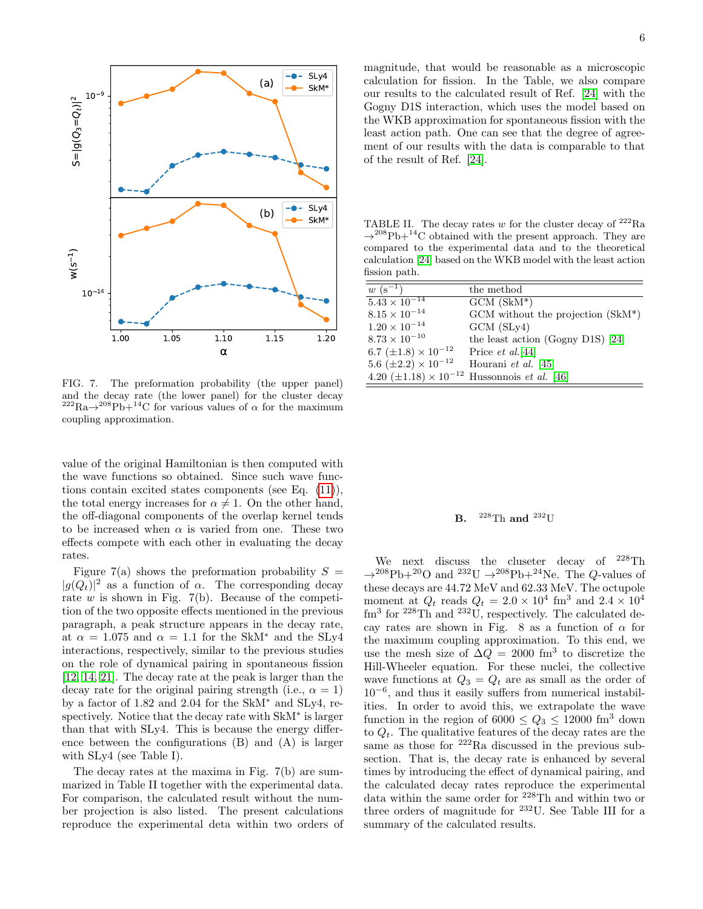FIG. 7. The preformation probability (the upper panel) and the decay rate (the lower panel) for the cluster decay $^{222}$Ra$\to^{208}$Pb+$^{14}$C for various values of $\alpha$ for the maximum coupling approximation.

value of the original Hamiltonian is then computed with the wave functions so obtained. Since such wave functions contain excited states components (see Eq. (11)), the total energy increases for $\alpha \neq 1$. On the other hand, the off-diagonal components of the overlap kernel tends to be increased when $\alpha$ is varied from one. These two effects compete with each other in evaluating the decay rates.

Figure 7(a) shows the preformation probability $S = |g(Q_t)|^2$ as a function of $\alpha$. The corresponding decay rate $w$ is shown in Fig. 7(b). Because of the competition of the two opposite effects mentioned in the previous paragraph, a peak structure appears in the decay rate, at $\alpha = 1.075$ and $\alpha = 1.1$ for the SkM* and the SLy4 interactions, respectively, similar to the previous studies on the role of dynamical pairing in spontaneous fission [12, 14, 21]. The decay rate at the peak is larger than the decay rate for the original pairing strength (i.e., $\alpha = 1$) by a factor of 1.82 and 2.04 for the SkM* and SLy4, respectively. Notice that the decay rate with SkM* is larger than that with SLy4. This is because the energy difference between the configurations (B) and (A) is larger with SLy4 (see Table I).

The decay rates at the maxima in Fig. 7(b) are summarized in Table II together with the experimental data. For comparison, the calculated result without the number projection is also listed. The present calculations reproduce the experimental deta within two orders of magnitude, that would be reasonable as a microscopic calculation for fission. In the Table, we also compare our results to the calculated result of Ref. [24] with the Gogny D1S interaction, which uses the model based on the WKB approximation for spontaneous fission with the least action path. One can see that the degree of agreement of our results with the data is comparable to that of the result of Ref. [24].

TABLE II. The decay rates $w$ for the cluster decay of $^{222}$Ra $\to^{208}$Pb+$^{14}$C obtained with the present approach. They are compared to the experimental data and to the theoretical calculation [24] based on the WKB model with the least action fission path.

| $w$ (s$^{-1}$) | the method |
|---|---|
| $5.43 \times 10^{-14}$ | GCM (SkM*) |
| $8.15 \times 10^{-14}$ | GCM without the projection (SkM*) |
| $1.20 \times 10^{-14}$ | GCM (SLy4) |
| $8.73 \times 10^{-10}$ | the least action (Gogny D1S) [24] |
| $6.7\ (\pm 1.8) \times 10^{-12}$ | Price *et al.* [44] |
| $5.6\ (\pm 2.2) \times 10^{-12}$ | Hourani *et al.* [45] |
| $4.20\ (\pm 1.18) \times 10^{-12}$ | Hussonnois *et al.* [46] |

### B. $^{228}$Th and $^{232}$U

We next discuss the cluseter decay of $^{228}$Th $\to^{208}$Pb+$^{20}$O and $^{232}$U $\to^{208}$Pb+$^{24}$Ne. The $Q$-values of these decays are 44.72 MeV and 62.33 MeV. The octupole moment at $Q_t$ reads $Q_t = 2.0 \times 10^4$ fm$^3$ and $2.4 \times 10^4$ fm$^3$ for $^{228}$Th and $^{232}$U, respectively. The calculated decay rates are shown in Fig. 8 as a function of $\alpha$ for the maximum coupling approximation. To this end, we use the mesh size of $\Delta Q = 2000$ fm$^3$ to discretize the Hill-Wheeler equation. For these nuclei, the collective wave functions at $Q_3 = Q_t$ are as small as the order of $10^{-6}$, and thus it easily suffers from numerical instabilities. In order to avoid this, we extrapolate the wave function in the region of $6000 \leq Q_3 \leq 12000$ fm$^3$ down to $Q_t$. The qualitative features of the decay rates are the same as those for $^{222}$Ra discussed in the previous subsection. That is, the decay rate is enhanced by several times by introducing the effect of dynamical pairing, and the calculated decay rates reproduce the experimental data within the same order for $^{228}$Th and within two or three orders of magnitude for $^{232}$U. See Table III for a summary of the calculated results.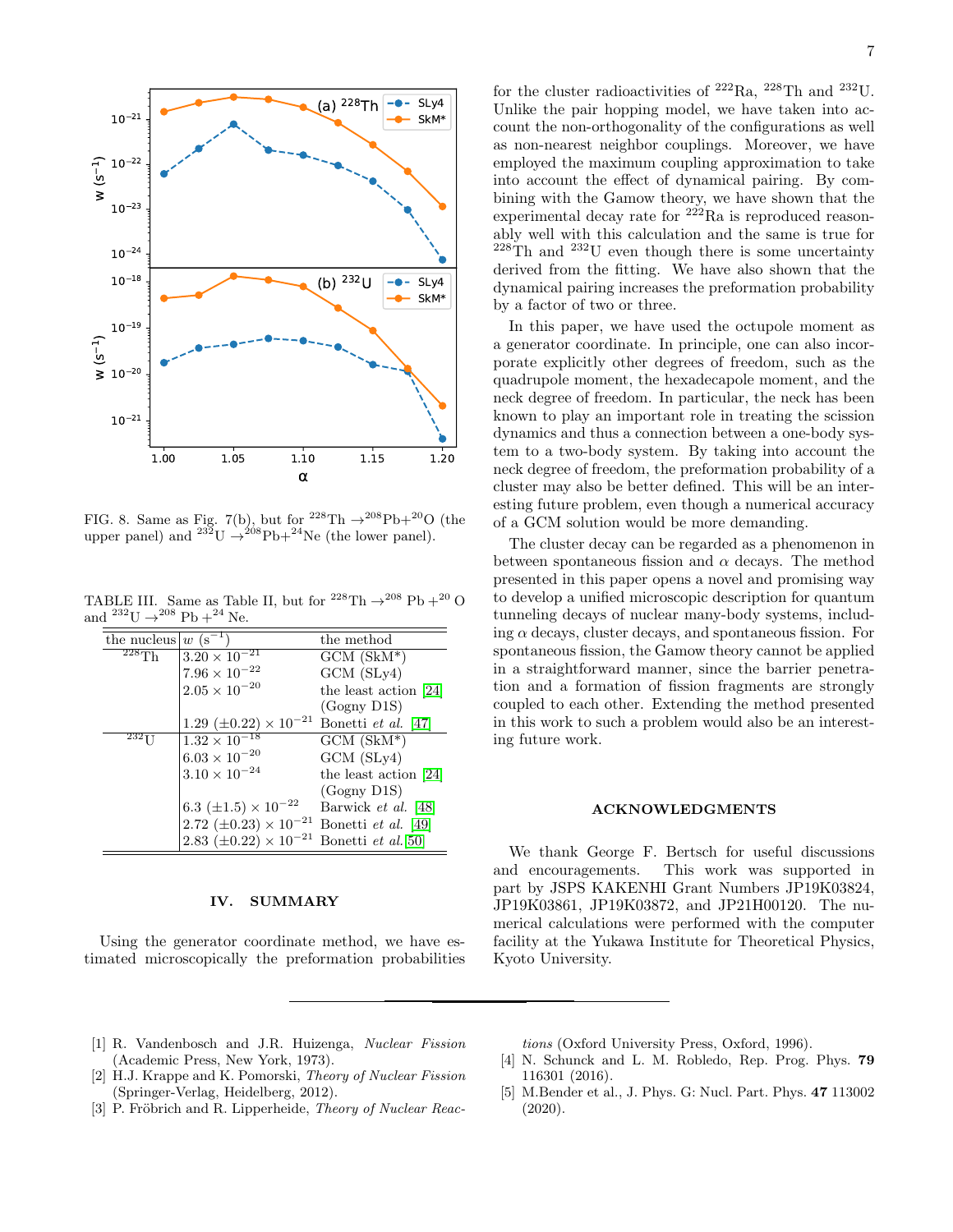FIG. 8. Same as Fig. 7(b), but for $^{228}$Th $\rightarrow$$^{208}$Pb+$^{20}$O (the upper panel) and $^{232}$U $\rightarrow$$^{208}$Pb+$^{24}$Ne (the lower panel).

TABLE III. Same as Table II, but for $^{228}$Th $\rightarrow$$^{208}$ Pb +$^{20}$ O and $^{232}$U $\rightarrow$$^{208}$ Pb +$^{24}$ Ne.

| the nucleus | $w$ (s$^{-1}$) | the method |
|---|---|---|
| $^{228}$Th | $3.20 \times 10^{-21}$ | GCM (SkM*) |
| | $7.96 \times 10^{-22}$ | GCM (SLy4) |
| | $2.05 \times 10^{-20}$ | the least action [24] (Gogny D1S) |
| | $1.29\ (\pm 0.22) \times 10^{-21}$ | Bonetti *et al.* [47] |
| $^{232}$U | $1.32 \times 10^{-18}$ | GCM (SkM*) |
| | $6.03 \times 10^{-20}$ | GCM (SLy4) |
| | $3.10 \times 10^{-24}$ | the least action [24] (Gogny D1S) |
| | $6.3\ (\pm 1.5) \times 10^{-22}$ | Barwick *et al.* [48] |
| | $2.72\ (\pm 0.23) \times 10^{-21}$ | Bonetti *et al.* [49] |
| | $2.83\ (\pm 0.22) \times 10^{-21}$ | Bonetti *et al.* [50] |

## IV. SUMMARY

Using the generator coordinate method, we have estimated microscopically the preformation probabilities for the cluster radioactivities of $^{222}$Ra, $^{228}$Th and $^{232}$U. Unlike the pair hopping model, we have taken into account the non-orthogonality of the configurations as well as non-nearest neighbor couplings. Moreover, we have employed the maximum coupling approximation to take into account the effect of dynamical pairing. By combining with the Gamow theory, we have shown that the experimental decay rate for $^{222}$Ra is reproduced reasonably well with this calculation and the same is true for $^{228}$Th and $^{232}$U even though there is some uncertainty derived from the fitting. We have also shown that the dynamical pairing increases the preformation probability by a factor of two or three.

In this paper, we have used the octupole moment as a generator coordinate. In principle, one can also incorporate explicitly other degrees of freedom, such as the quadrupole moment, the hexadecapole moment, and the neck degree of freedom. In particular, the neck has been known to play an important role in treating the scission dynamics and thus a connection between a one-body system to a two-body system. By taking into account the neck degree of freedom, the preformation probability of a cluster may also be better defined. This will be an interesting future problem, even though a numerical accuracy of a GCM solution would be more demanding.

The cluster decay can be regarded as a phenomenon in between spontaneous fission and $\alpha$ decays. The method presented in this paper opens a novel and promising way to develop a unified microscopic description for quantum tunneling decays of nuclear many-body systems, including $\alpha$ decays, cluster decays, and spontaneous fission. For spontaneous fission, the Gamow theory cannot be applied in a straightforward manner, since the barrier penetration and a formation of fission fragments are strongly coupled to each other. Extending the method presented in this work to such a problem would also be an interesting future work.

## ACKNOWLEDGMENTS

We thank George F. Bertsch for useful discussions and encouragements. This work was supported in part by JSPS KAKENHI Grant Numbers JP19K03824, JP19K03861, JP19K03872, and JP21H00120. The numerical calculations were performed with the computer facility at the Yukawa Institute for Theoretical Physics, Kyoto University.

[1] R. Vandenbosch and J.R. Huizenga, *Nuclear Fission* (Academic Press, New York, 1973).

[2] H.J. Krappe and K. Pomorski, *Theory of Nuclear Fission* (Springer-Verlag, Heidelberg, 2012).

[3] P. Fröbrich and R. Lipperheide, *Theory of Nuclear Reactions* (Oxford University Press, Oxford, 1996).

[4] N. Schunck and L. M. Robledo, Rep. Prog. Phys. **79** 116301 (2016).

[5] M.Bender et al., J. Phys. G: Nucl. Part. Phys. **47** 113002 (2020).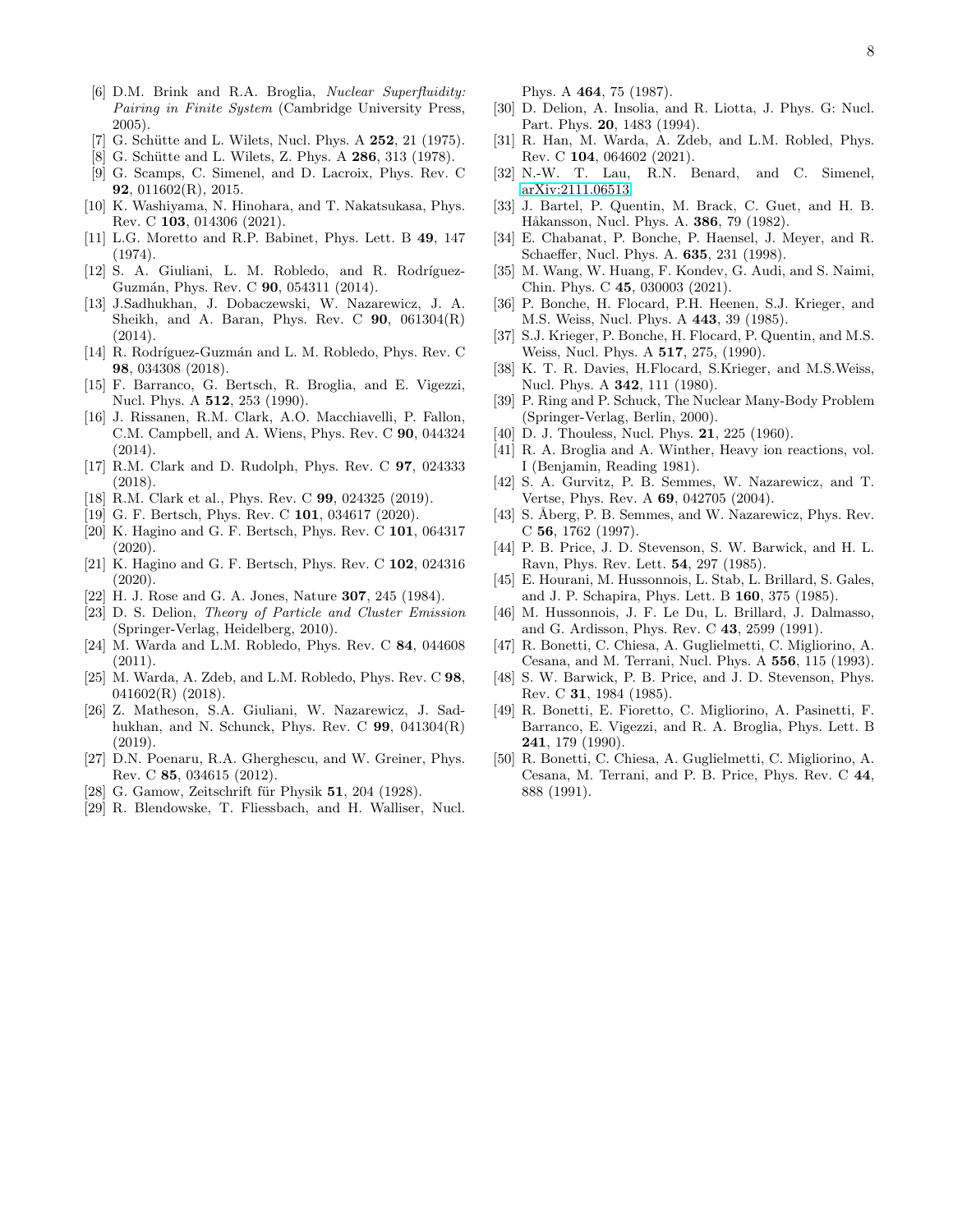[6] D.M. Brink and R.A. Broglia, *Nuclear Superfluidity: Pairing in Finite System* (Cambridge University Press, 2005).

[7] G. Schütte and L. Wilets, Nucl. Phys. A **252**, 21 (1975).

[8] G. Schütte and L. Wilets, Z. Phys. A **286**, 313 (1978).

[9] G. Scamps, C. Simenel, and D. Lacroix, Phys. Rev. C **92**, 011602(R), 2015.

[10] K. Washiyama, N. Hinohara, and T. Nakatsukasa, Phys. Rev. C **103**, 014306 (2021).

[11] L.G. Moretto and R.P. Babinet, Phys. Lett. B **49**, 147 (1974).

[12] S. A. Giuliani, L. M. Robledo, and R. Rodríguez-Guzmán, Phys. Rev. C **90**, 054311 (2014).

[13] J.Sadhukhan, J. Dobaczewski, W. Nazarewicz, J. A. Sheikh, and A. Baran, Phys. Rev. C **90**, 061304(R) (2014).

[14] R. Rodríguez-Guzmán and L. M. Robledo, Phys. Rev. C **98**, 034308 (2018).

[15] F. Barranco, G. Bertsch, R. Broglia, and E. Vigezzi, Nucl. Phys. A **512**, 253 (1990).

[16] J. Rissanen, R.M. Clark, A.O. Macchiavelli, P. Fallon, C.M. Campbell, and A. Wiens, Phys. Rev. C **90**, 044324 (2014).

[17] R.M. Clark and D. Rudolph, Phys. Rev. C **97**, 024333 (2018).

[18] R.M. Clark et al., Phys. Rev. C **99**, 024325 (2019).

[19] G. F. Bertsch, Phys. Rev. C **101**, 034617 (2020).

[20] K. Hagino and G. F. Bertsch, Phys. Rev. C **101**, 064317 (2020).

[21] K. Hagino and G. F. Bertsch, Phys. Rev. C **102**, 024316 (2020).

[22] H. J. Rose and G. A. Jones, Nature **307**, 245 (1984).

[23] D. S. Delion, *Theory of Particle and Cluster Emission* (Springer-Verlag, Heidelberg, 2010).

[24] M. Warda and L.M. Robledo, Phys. Rev. C **84**, 044608 (2011).

[25] M. Warda, A. Zdeb, and L.M. Robledo, Phys. Rev. C **98**, 041602(R) (2018).

[26] Z. Matheson, S.A. Giuliani, W. Nazarewicz, J. Sadhukhan, and N. Schunck, Phys. Rev. C **99**, 041304(R) (2019).

[27] D.N. Poenaru, R.A. Gherghescu, and W. Greiner, Phys. Rev. C **85**, 034615 (2012).

[28] G. Gamow, Zeitschrift für Physik **51**, 204 (1928).

[29] R. Blendowske, T. Fliessbach, and H. Walliser, Nucl. Phys. A **464**, 75 (1987).

[30] D. Delion, A. Insolia, and R. Liotta, J. Phys. G: Nucl. Part. Phys. **20**, 1483 (1994).

[31] R. Han, M. Warda, A. Zdeb, and L.M. Robled, Phys. Rev. C **104**, 064602 (2021).

[32] N.-W. T. Lau, R.N. Benard, and C. Simenel, arXiv:2111.06513

[33] J. Bartel, P. Quentin, M. Brack, C. Guet, and H. B. Håkansson, Nucl. Phys. A. **386**, 79 (1982).

[34] E. Chabanat, P. Bonche, P. Haensel, J. Meyer, and R. Schaeffer, Nucl. Phys. A. **635**, 231 (1998).

[35] M. Wang, W. Huang, F. Kondev, G. Audi, and S. Naimi, Chin. Phys. C **45**, 030003 (2021).

[36] P. Bonche, H. Flocard, P.H. Heenen, S.J. Krieger, and M.S. Weiss, Nucl. Phys. A **443**, 39 (1985).

[37] S.J. Krieger, P. Bonche, H. Flocard, P. Quentin, and M.S. Weiss, Nucl. Phys. A **517**, 275, (1990).

[38] K. T. R. Davies, H.Flocard, S.Krieger, and M.S.Weiss, Nucl. Phys. A **342**, 111 (1980).

[39] P. Ring and P. Schuck, The Nuclear Many-Body Problem (Springer-Verlag, Berlin, 2000).

[40] D. J. Thouless, Nucl. Phys. **21**, 225 (1960).

[41] R. A. Broglia and A. Winther, Heavy ion reactions, vol. I (Benjamin, Reading 1981).

[42] S. A. Gurvitz, P. B. Semmes, W. Nazarewicz, and T. Vertse, Phys. Rev. A **69**, 042705 (2004).

[43] S. Åberg, P. B. Semmes, and W. Nazarewicz, Phys. Rev. C **56**, 1762 (1997).

[44] P. B. Price, J. D. Stevenson, S. W. Barwick, and H. L. Ravn, Phys. Rev. Lett. **54**, 297 (1985).

[45] E. Hourani, M. Hussonnois, L. Stab, L. Brillard, S. Gales, and J. P. Schapira, Phys. Lett. B **160**, 375 (1985).

[46] M. Hussonnois, J. F. Le Du, L. Brillard, J. Dalmasso, and G. Ardisson, Phys. Rev. C **43**, 2599 (1991).

[47] R. Bonetti, C. Chiesa, A. Guglielmetti, C. Migliorino, A. Cesana, and M. Terrani, Nucl. Phys. A **556**, 115 (1993).

[48] S. W. Barwick, P. B. Price, and J. D. Stevenson, Phys. Rev. C **31**, 1984 (1985).

[49] R. Bonetti, E. Fioretto, C. Migliorino, A. Pasinetti, F. Barranco, E. Vigezzi, and R. A. Broglia, Phys. Lett. B **241**, 179 (1990).

[50] R. Bonetti, C. Chiesa, A. Guglielmetti, C. Migliorino, A. Cesana, M. Terrani, and P. B. Price, Phys. Rev. C **44**, 888 (1991).